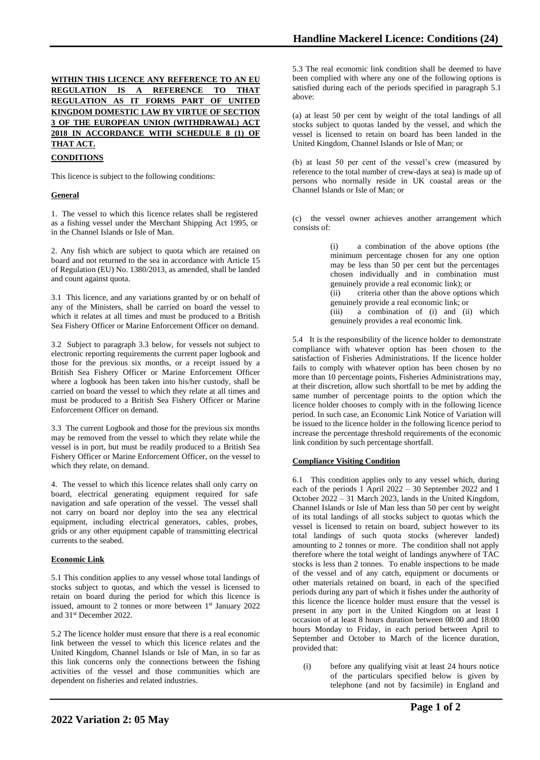**WITHIN THIS LICENCE ANY REFERENCE TO AN EU REGULATION IS A REFERENCE TO THAT REGULATION AS IT FORMS PART OF UNITED KINGDOM DOMESTIC LAW BY VIRTUE OF SECTION 3 OF THE EUROPEAN UNION (WITHDRAWAL) ACT 2018 IN ACCORDANCE WITH SCHEDULE 8 (1) OF THAT ACT.**

**CONDITIONS**

This licence is subject to the following conditions:

**General**

1. The vessel to which this licence relates shall be registered as a fishing vessel under the Merchant Shipping Act 1995, or in the Channel Islands or Isle of Man.

2. Any fish which are subject to quota which are retained on board and not returned to the sea in accordance with Article 15 of Regulation (EU) No. 1380/2013, as amended, shall be landed and count against quota.

3.1 This licence, and any variations granted by or on behalf of any of the Ministers, shall be carried on board the vessel to which it relates at all times and must be produced to a British Sea Fishery Officer or Marine Enforcement Officer on demand.

3.2 Subject to paragraph 3.3 below, for vessels not subject to electronic reporting requirements the current paper logbook and those for the previous six months, or a receipt issued by a British Sea Fishery Officer or Marine Enforcement Officer where a logbook has been taken into his/her custody, shall be carried on board the vessel to which they relate at all times and must be produced to a British Sea Fishery Officer or Marine Enforcement Officer on demand.

3.3 The current Logbook and those for the previous six months may be removed from the vessel to which they relate while the vessel is in port, but must be readily produced to a British Sea Fishery Officer or Marine Enforcement Officer, on the vessel to which they relate, on demand.

4. The vessel to which this licence relates shall only carry on board, electrical generating equipment required for safe navigation and safe operation of the vessel. The vessel shall not carry on board nor deploy into the sea any electrical equipment, including electrical generators, cables, probes, grids or any other equipment capable of transmitting electrical currents to the seabed.

**Economic Link**

5.1 This condition applies to any vessel whose total landings of stocks subject to quotas, and which the vessel is licensed to retain on board during the period for which this licence is issued, amount to 2 tonnes or more between 1st January 2022 and 31st December 2022.

5.2 The licence holder must ensure that there is a real economic link between the vessel to which this licence relates and the United Kingdom, Channel Islands or Isle of Man, in so far as this link concerns only the connections between the fishing activities of the vessel and those communities which are dependent on fisheries and related industries.

5.3 The real economic link condition shall be deemed to have been complied with where any one of the following options is satisfied during each of the periods specified in paragraph 5.1 above:

(a) at least 50 per cent by weight of the total landings of all stocks subject to quotas landed by the vessel, and which the vessel is licensed to retain on board has been landed in the United Kingdom, Channel Islands or Isle of Man; or

(b) at least 50 per cent of the vessel's crew (measured by reference to the total number of crew-days at sea) is made up of persons who normally reside in UK coastal areas or the Channel Islands or Isle of Man; or

(c) the vessel owner achieves another arrangement which consists of:

> (i) a combination of the above options (the minimum percentage chosen for any one option may be less than 50 per cent but the percentages chosen individually and in combination must genuinely provide a real economic link); or
> (ii) criteria other than the above options which genuinely provide a real economic link; or
> (iii) a combination of (i) and (ii) which genuinely provides a real economic link.

5.4 It is the responsibility of the licence holder to demonstrate compliance with whatever option has been chosen to the satisfaction of Fisheries Administrations. If the licence holder fails to comply with whatever option has been chosen by no more than 10 percentage points, Fisheries Administrations may, at their discretion, allow such shortfall to be met by adding the same number of percentage points to the option which the licence holder chooses to comply with in the following licence period. In such case, an Economic Link Notice of Variation will be issued to the licence holder in the following licence period to increase the percentage threshold requirements of the economic link condition by such percentage shortfall.

**Compliance Visiting Condition**

6.1 This condition applies only to any vessel which, during each of the periods 1 April 2022 – 30 September 2022 and 1 October 2022 – 31 March 2023, lands in the United Kingdom, Channel Islands or Isle of Man less than 50 per cent by weight of its total landings of all stocks subject to quotas which the vessel is licensed to retain on board, subject however to its total landings of such quota stocks (wherever landed) amounting to 2 tonnes or more. The condition shall not apply therefore where the total weight of landings anywhere of TAC stocks is less than 2 tonnes. To enable inspections to be made of the vessel and of any catch, equipment or documents or other materials retained on board, in each of the specified periods during any part of which it fishes under the authority of this licence the licence holder must ensure that the vessel is present in any port in the United Kingdom on at least 1 occasion of at least 8 hours duration between 08:00 and 18:00 hours Monday to Friday, in each period between April to September and October to March of the licence duration, provided that:

(i) before any qualifying visit at least 24 hours notice of the particulars specified below is given by telephone (and not by facsimile) in England and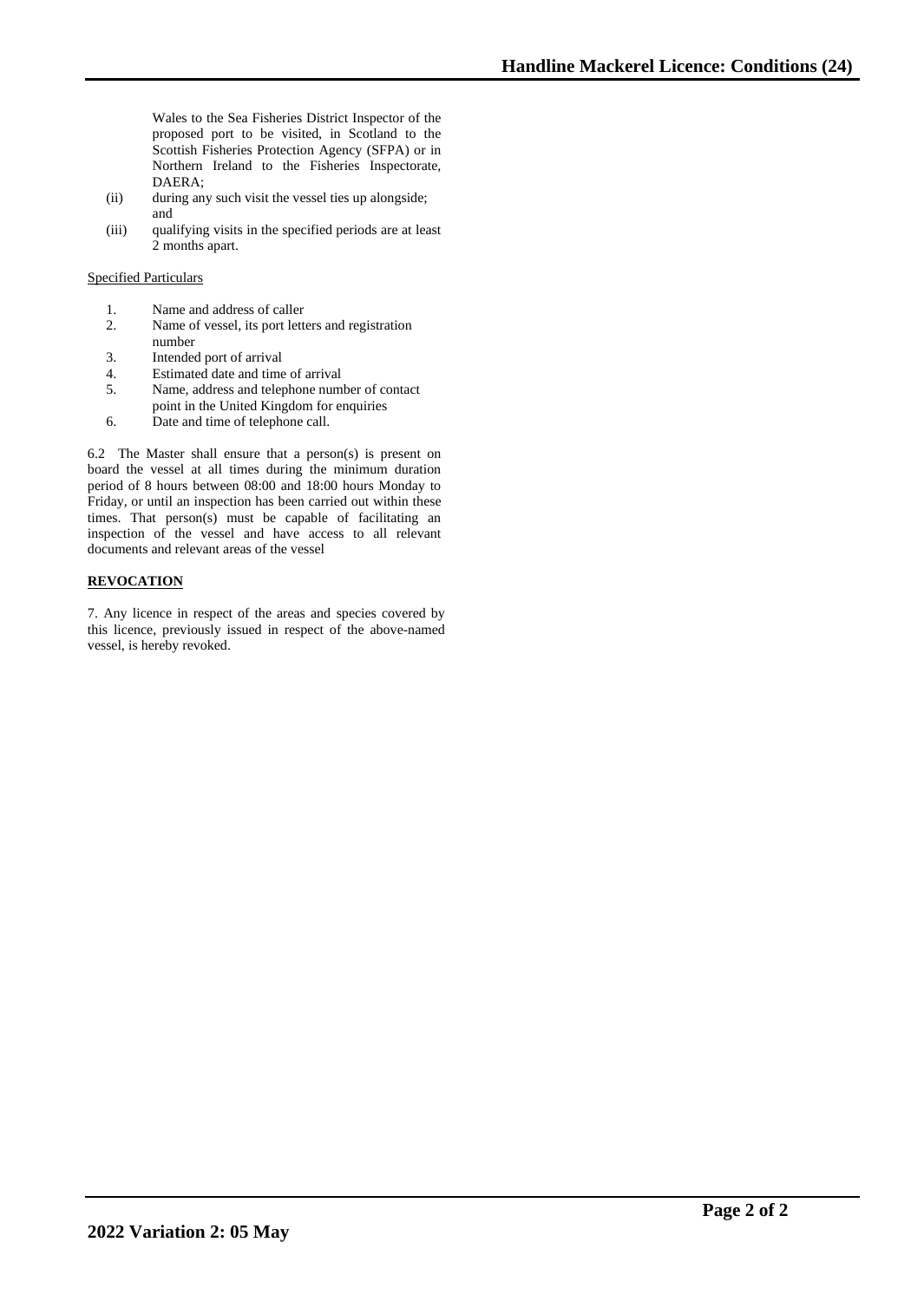Wales to the Sea Fisheries District Inspector of the proposed port to be visited, in Scotland to the Scottish Fisheries Protection Agency (SFPA) or in Northern Ireland to the Fisheries Inspectorate, DAERA;

(ii) during any such visit the vessel ties up alongside; and

(iii) qualifying visits in the specified periods are at least 2 months apart.

Specified Particulars

1. Name and address of caller
2. Name of vessel, its port letters and registration number
3. Intended port of arrival
4. Estimated date and time of arrival
5. Name, address and telephone number of contact point in the United Kingdom for enquiries
6. Date and time of telephone call.

6.2 The Master shall ensure that a person(s) is present on board the vessel at all times during the minimum duration period of 8 hours between 08:00 and 18:00 hours Monday to Friday, or until an inspection has been carried out within these times. That person(s) must be capable of facilitating an inspection of the vessel and have access to all relevant documents and relevant areas of the vessel

**REVOCATION**

7. Any licence in respect of the areas and species covered by this licence, previously issued in respect of the above-named vessel, is hereby revoked.